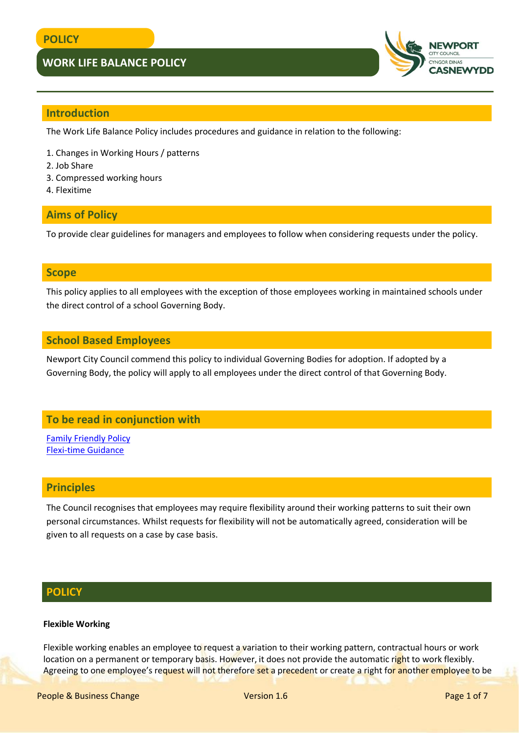POLICY

# WORK LIFE BALANCE POLICY

## Introduction

The Work Life Balance Policy includes procedures and guidance in relation to the following:

1. Changes in Working Hours / patterns
2. Job Share
3. Compressed working hours
4. Flexitime

## Aims of Policy

To provide clear guidelines for managers and employees to follow when considering requests under the policy.

## Scope

This policy applies to all employees with the exception of those employees working in maintained schools under the direct control of a school Governing Body.

## School Based Employees

Newport City Council commend this policy to individual Governing Bodies for adoption. If adopted by a Governing Body, the policy will apply to all employees under the direct control of that Governing Body.

## To be read in conjunction with

Family Friendly Policy
Flexi-time Guidance

## Principles

The Council recognises that employees may require flexibility around their working patterns to suit their own personal circumstances. Whilst requests for flexibility will not be automatically agreed, consideration will be given to all requests on a case by case basis.

## POLICY

**Flexible Working**

Flexible working enables an employee to request a variation to their working pattern, contractual hours or work location on a permanent or temporary basis. However, it does not provide the automatic right to work flexibly. Agreeing to one employee's request will not therefore set a precedent or create a right for another employee to be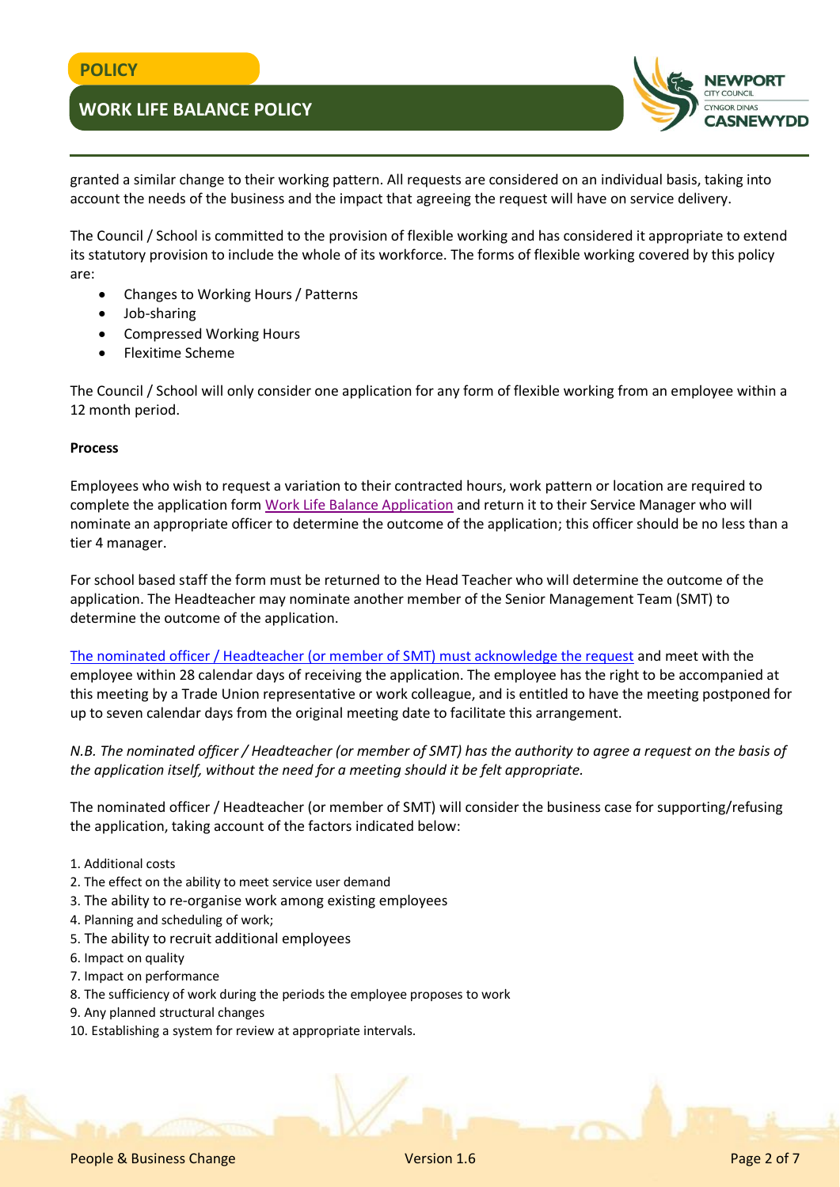granted a similar change to their working pattern. All requests are considered on an individual basis, taking into account the needs of the business and the impact that agreeing the request will have on service delivery.

The Council / School is committed to the provision of flexible working and has considered it appropriate to extend its statutory provision to include the whole of its workforce. The forms of flexible working covered by this policy are:

- Changes to Working Hours / Patterns
- Job-sharing
- Compressed Working Hours
- Flexitime Scheme

The Council / School will only consider one application for any form of flexible working from an employee within a 12 month period.

**Process**

Employees who wish to request a variation to their contracted hours, work pattern or location are required to complete the application form Work Life Balance Application and return it to their Service Manager who will nominate an appropriate officer to determine the outcome of the application; this officer should be no less than a tier 4 manager.

For school based staff the form must be returned to the Head Teacher who will determine the outcome of the application. The Headteacher may nominate another member of the Senior Management Team (SMT) to determine the outcome of the application.

The nominated officer / Headteacher (or member of SMT) must acknowledge the request and meet with the employee within 28 calendar days of receiving the application. The employee has the right to be accompanied at this meeting by a Trade Union representative or work colleague, and is entitled to have the meeting postponed for up to seven calendar days from the original meeting date to facilitate this arrangement.

*N.B. The nominated officer / Headteacher (or member of SMT) has the authority to agree a request on the basis of the application itself, without the need for a meeting should it be felt appropriate.*

The nominated officer / Headteacher (or member of SMT) will consider the business case for supporting/refusing the application, taking account of the factors indicated below:

1. Additional costs
2. The effect on the ability to meet service user demand
3. The ability to re-organise work among existing employees
4. Planning and scheduling of work;
5. The ability to recruit additional employees
6. Impact on quality
7. Impact on performance
8. The sufficiency of work during the periods the employee proposes to work
9. Any planned structural changes
10. Establishing a system for review at appropriate intervals.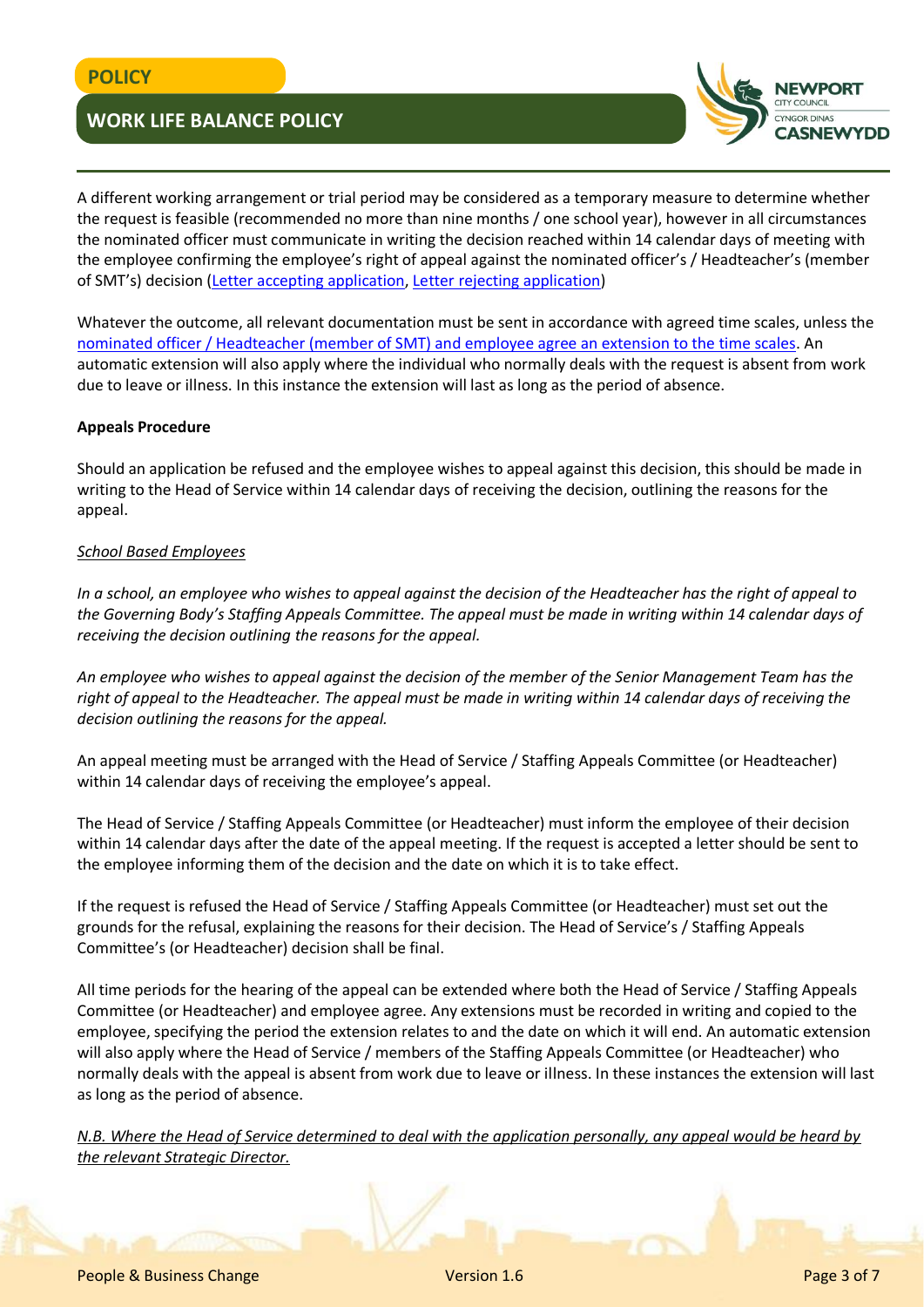A different working arrangement or trial period may be considered as a temporary measure to determine whether the request is feasible (recommended no more than nine months / one school year), however in all circumstances the nominated officer must communicate in writing the decision reached within 14 calendar days of meeting with the employee confirming the employee's right of appeal against the nominated officer's / Headteacher's (member of SMT's) decision (Letter accepting application, Letter rejecting application)

Whatever the outcome, all relevant documentation must be sent in accordance with agreed time scales, unless the nominated officer / Headteacher (member of SMT) and employee agree an extension to the time scales. An automatic extension will also apply where the individual who normally deals with the request is absent from work due to leave or illness. In this instance the extension will last as long as the period of absence.

**Appeals Procedure**

Should an application be refused and the employee wishes to appeal against this decision, this should be made in writing to the Head of Service within 14 calendar days of receiving the decision, outlining the reasons for the appeal.

*School Based Employees*

*In a school, an employee who wishes to appeal against the decision of the Headteacher has the right of appeal to the Governing Body's Staffing Appeals Committee. The appeal must be made in writing within 14 calendar days of receiving the decision outlining the reasons for the appeal.*

*An employee who wishes to appeal against the decision of the member of the Senior Management Team has the right of appeal to the Headteacher. The appeal must be made in writing within 14 calendar days of receiving the decision outlining the reasons for the appeal.*

An appeal meeting must be arranged with the Head of Service / Staffing Appeals Committee (or Headteacher) within 14 calendar days of receiving the employee's appeal.

The Head of Service / Staffing Appeals Committee (or Headteacher) must inform the employee of their decision within 14 calendar days after the date of the appeal meeting. If the request is accepted a letter should be sent to the employee informing them of the decision and the date on which it is to take effect.

If the request is refused the Head of Service / Staffing Appeals Committee (or Headteacher) must set out the grounds for the refusal, explaining the reasons for their decision. The Head of Service's / Staffing Appeals Committee's (or Headteacher) decision shall be final.

All time periods for the hearing of the appeal can be extended where both the Head of Service / Staffing Appeals Committee (or Headteacher) and employee agree. Any extensions must be recorded in writing and copied to the employee, specifying the period the extension relates to and the date on which it will end. An automatic extension will also apply where the Head of Service / members of the Staffing Appeals Committee (or Headteacher) who normally deals with the appeal is absent from work due to leave or illness. In these instances the extension will last as long as the period of absence.

*N.B. Where the Head of Service determined to deal with the application personally, any appeal would be heard by the relevant Strategic Director.*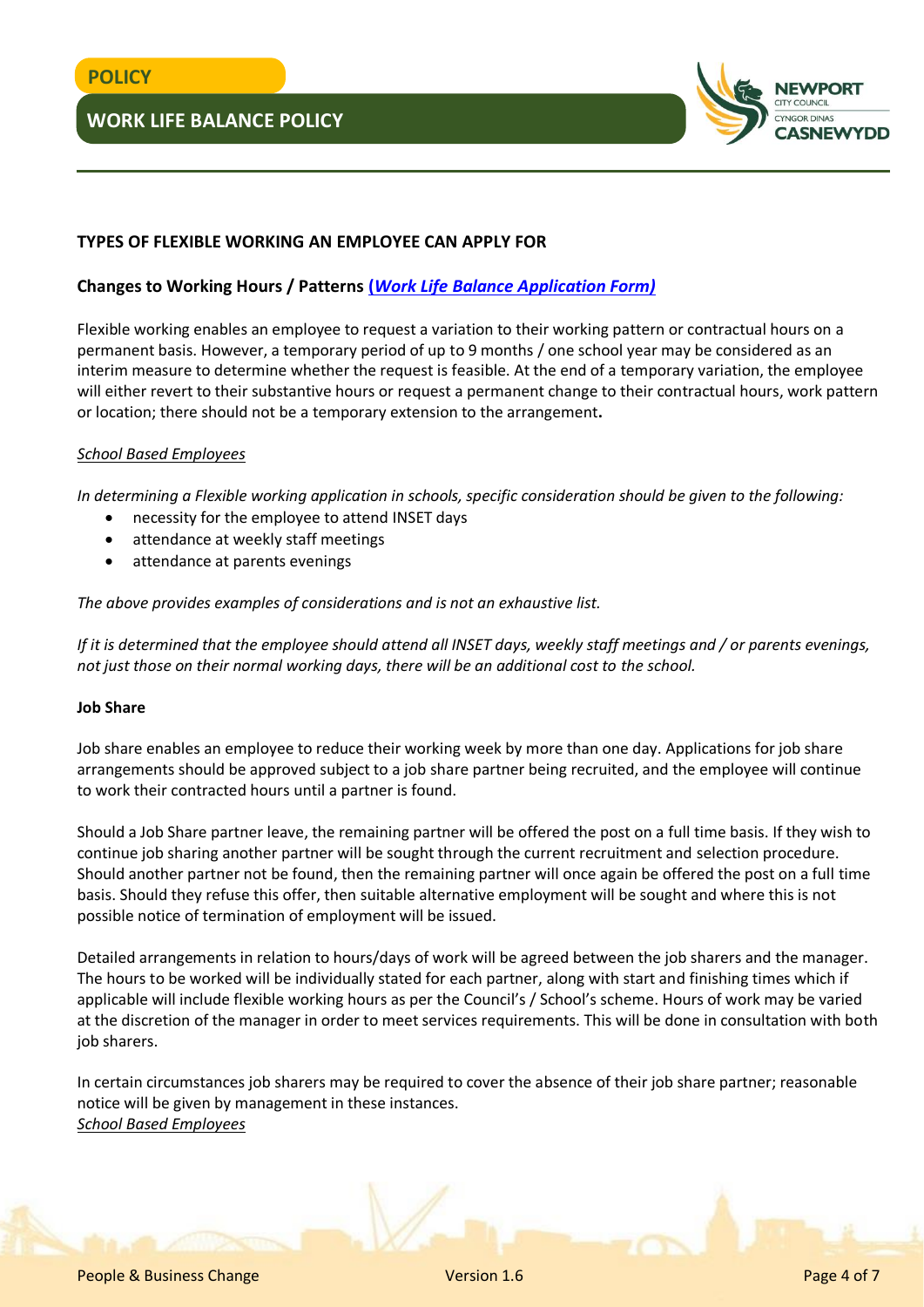## TYPES OF FLEXIBLE WORKING AN EMPLOYEE CAN APPLY FOR

### Changes to Working Hours / Patterns [*(Work Life Balance Application Form)*]

Flexible working enables an employee to request a variation to their working pattern or contractual hours on a permanent basis. However, a temporary period of up to 9 months / one school year may be considered as an interim measure to determine whether the request is feasible. At the end of a temporary variation, the employee will either revert to their substantive hours or request a permanent change to their contractual hours, work pattern or location; there should not be a temporary extension to the arrangement**.**

*School Based Employees*

*In determining a Flexible working application in schools, specific consideration should be given to the following:*

- necessity for the employee to attend INSET days
- attendance at weekly staff meetings
- attendance at parents evenings

*The above provides examples of considerations and is not an exhaustive list.*

*If it is determined that the employee should attend all INSET days, weekly staff meetings and / or parents evenings, not just those on their normal working days, there will be an additional cost to the school.*

**Job Share**

Job share enables an employee to reduce their working week by more than one day. Applications for job share arrangements should be approved subject to a job share partner being recruited, and the employee will continue to work their contracted hours until a partner is found.

Should a Job Share partner leave, the remaining partner will be offered the post on a full time basis. If they wish to continue job sharing another partner will be sought through the current recruitment and selection procedure. Should another partner not be found, then the remaining partner will once again be offered the post on a full time basis. Should they refuse this offer, then suitable alternative employment will be sought and where this is not possible notice of termination of employment will be issued.

Detailed arrangements in relation to hours/days of work will be agreed between the job sharers and the manager. The hours to be worked will be individually stated for each partner, along with start and finishing times which if applicable will include flexible working hours as per the Council's / School's scheme. Hours of work may be varied at the discretion of the manager in order to meet services requirements. This will be done in consultation with both job sharers.

In certain circumstances job sharers may be required to cover the absence of their job share partner; reasonable notice will be given by management in these instances.

*School Based Employees*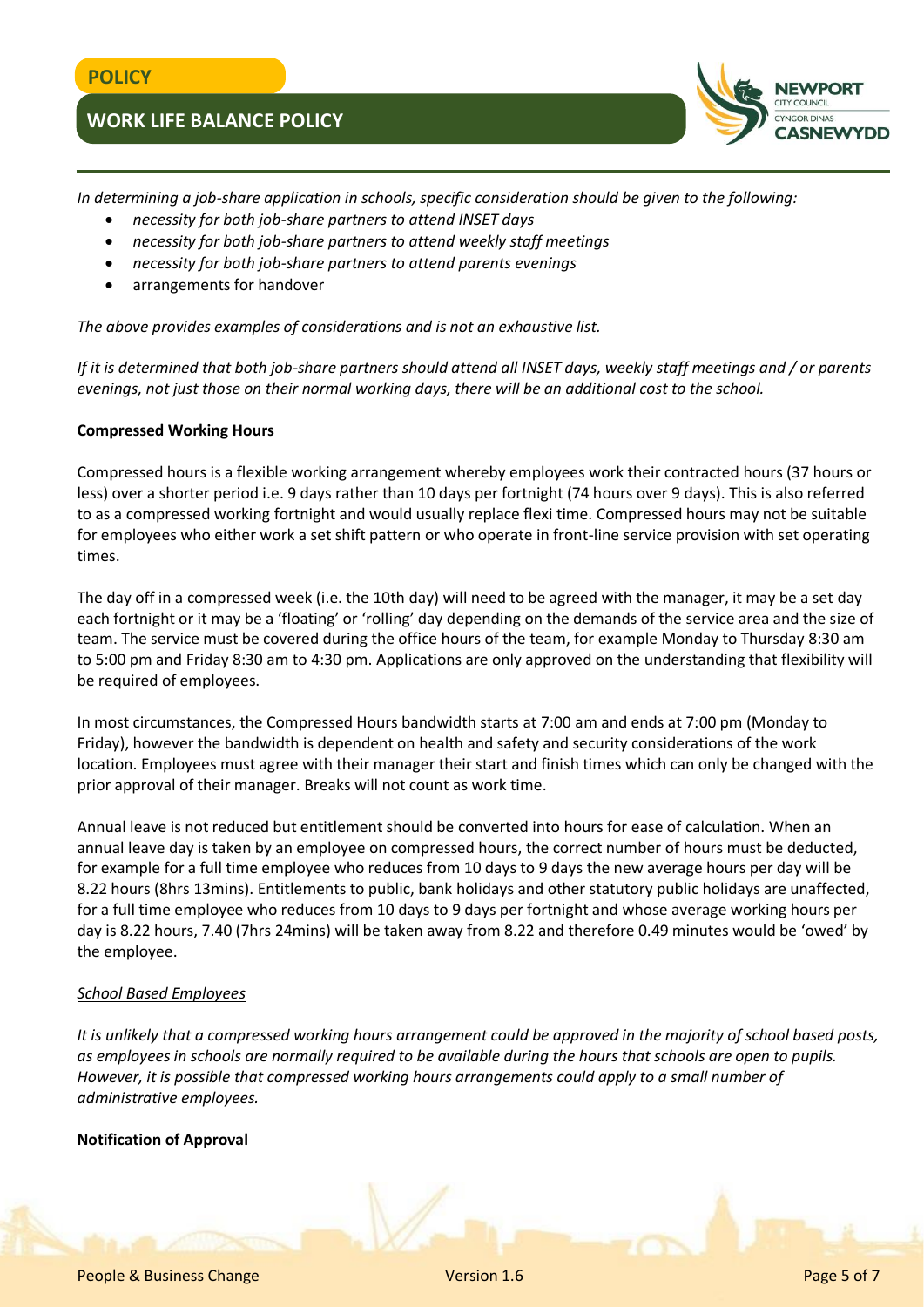*In determining a job-share application in schools, specific consideration should be given to the following:*

- *necessity for both job-share partners to attend INSET days*
- *necessity for both job-share partners to attend weekly staff meetings*
- *necessity for both job-share partners to attend parents evenings*
- arrangements for handover

*The above provides examples of considerations and is not an exhaustive list.*

*If it is determined that both job-share partners should attend all INSET days, weekly staff meetings and / or parents evenings, not just those on their normal working days, there will be an additional cost to the school.*

**Compressed Working Hours**

Compressed hours is a flexible working arrangement whereby employees work their contracted hours (37 hours or less) over a shorter period i.e. 9 days rather than 10 days per fortnight (74 hours over 9 days). This is also referred to as a compressed working fortnight and would usually replace flexi time. Compressed hours may not be suitable for employees who either work a set shift pattern or who operate in front-line service provision with set operating times.

The day off in a compressed week (i.e. the 10th day) will need to be agreed with the manager, it may be a set day each fortnight or it may be a 'floating' or 'rolling' day depending on the demands of the service area and the size of team. The service must be covered during the office hours of the team, for example Monday to Thursday 8:30 am to 5:00 pm and Friday 8:30 am to 4:30 pm. Applications are only approved on the understanding that flexibility will be required of employees.

In most circumstances, the Compressed Hours bandwidth starts at 7:00 am and ends at 7:00 pm (Monday to Friday), however the bandwidth is dependent on health and safety and security considerations of the work location. Employees must agree with their manager their start and finish times which can only be changed with the prior approval of their manager. Breaks will not count as work time.

Annual leave is not reduced but entitlement should be converted into hours for ease of calculation. When an annual leave day is taken by an employee on compressed hours, the correct number of hours must be deducted, for example for a full time employee who reduces from 10 days to 9 days the new average hours per day will be 8.22 hours (8hrs 13mins). Entitlements to public, bank holidays and other statutory public holidays are unaffected, for a full time employee who reduces from 10 days to 9 days per fortnight and whose average working hours per day is 8.22 hours, 7.40 (7hrs 24mins) will be taken away from 8.22 and therefore 0.49 minutes would be 'owed' by the employee.

<u>*School Based Employees*</u>

*It is unlikely that a compressed working hours arrangement could be approved in the majority of school based posts, as employees in schools are normally required to be available during the hours that schools are open to pupils. However, it is possible that compressed working hours arrangements could apply to a small number of administrative employees.*

**Notification of Approval**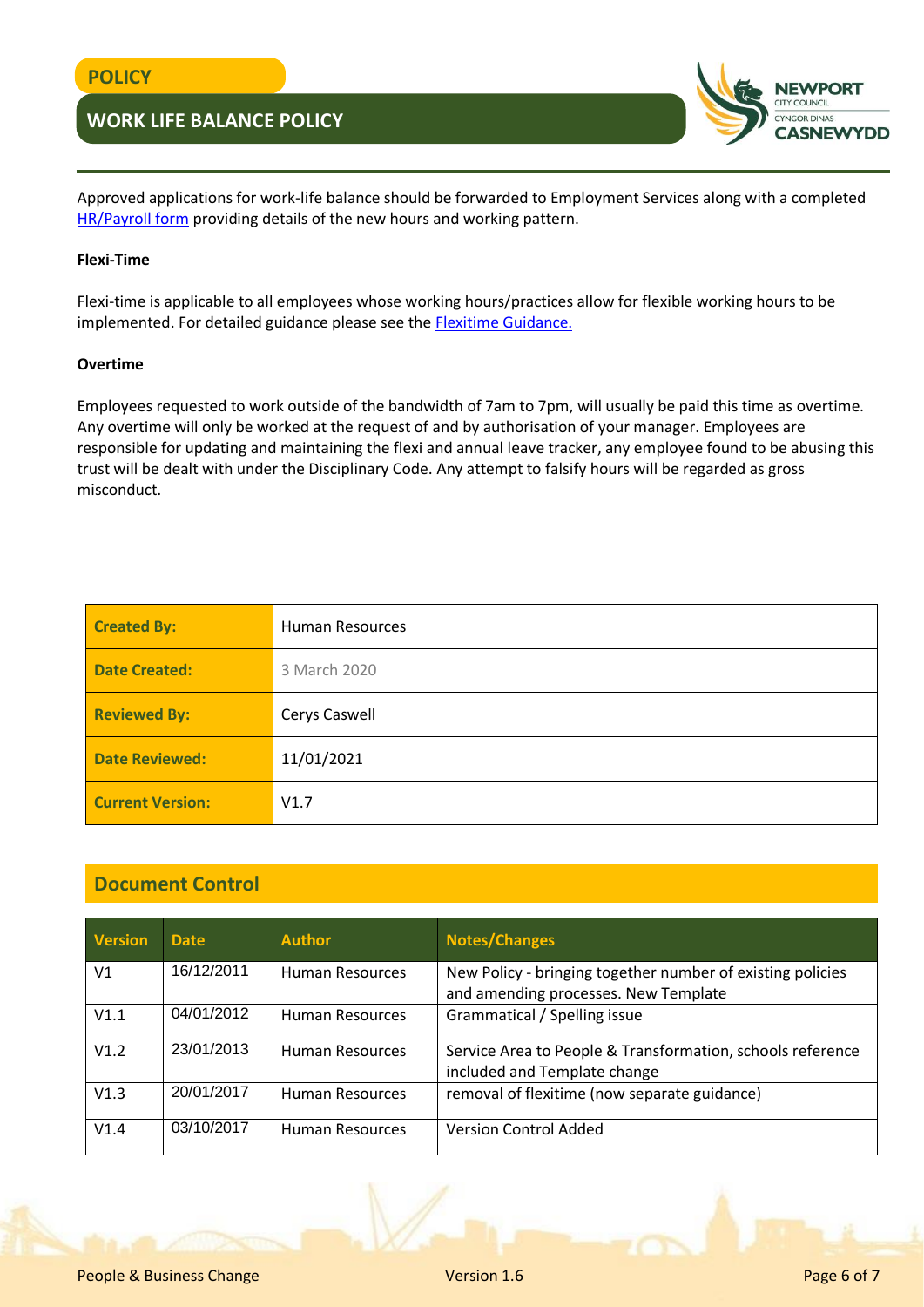Approved applications for work-life balance should be forwarded to Employment Services along with a completed [HR/Payroll form](#) providing details of the new hours and working pattern.

**Flexi-Time**

Flexi-time is applicable to all employees whose working hours/practices allow for flexible working hours to be implemented. For detailed guidance please see the [Flexitime Guidance.](#)

**Overtime**

Employees requested to work outside of the bandwidth of 7am to 7pm, will usually be paid this time as overtime. Any overtime will only be worked at the request of and by authorisation of your manager. Employees are responsible for updating and maintaining the flexi and annual leave tracker, any employee found to be abusing this trust will be dealt with under the Disciplinary Code. Any attempt to falsify hours will be regarded as gross misconduct.

| | |
|---|---|
| **Created By:** | Human Resources |
| **Date Created:** | 3 March 2020 |
| **Reviewed By:** | Cerys Caswell |
| **Date Reviewed:** | 11/01/2021 |
| **Current Version:** | V1.7 |

## Document Control

| Version | Date | Author | Notes/Changes |
|---|---|---|---|
| V1 | 16/12/2011 | Human Resources | New Policy - bringing together number of existing policies and amending processes. New Template |
| V1.1 | 04/01/2012 | Human Resources | Grammatical / Spelling issue |
| V1.2 | 23/01/2013 | Human Resources | Service Area to People & Transformation, schools reference included and Template change |
| V1.3 | 20/01/2017 | Human Resources | removal of flexitime (now separate guidance) |
| V1.4 | 03/10/2017 | Human Resources | Version Control Added |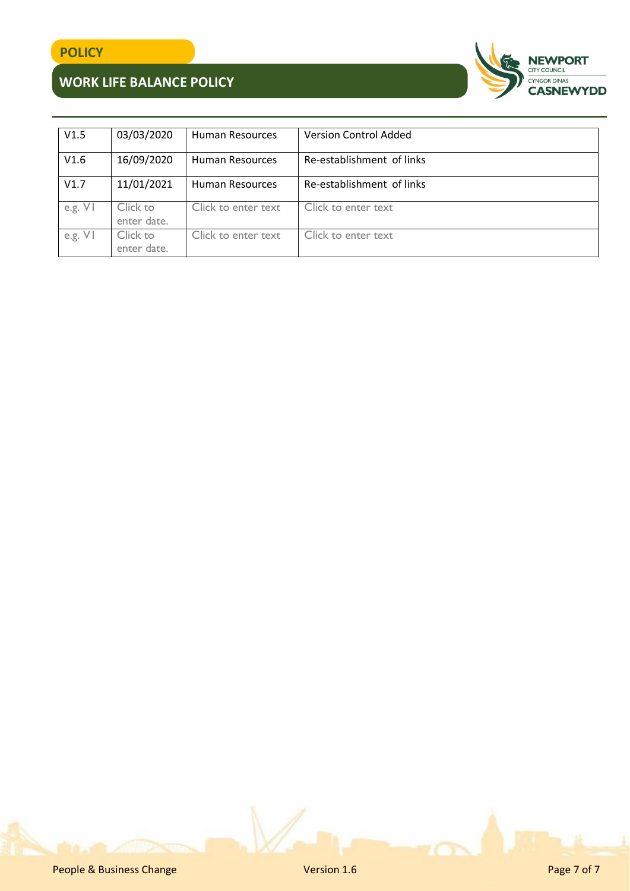| | | | |
|---|---|---|---|
| V1.5 | 03/03/2020 | Human Resources | Version Control Added |
| V1.6 | 16/09/2020 | Human Resources | Re-establishment of links |
| V1.7 | 11/01/2021 | Human Resources | Re-establishment of links |
| e.g. V1 | Click to enter date. | Click to enter text | Click to enter text |
| e.g. V1 | Click to enter date. | Click to enter text | Click to enter text |